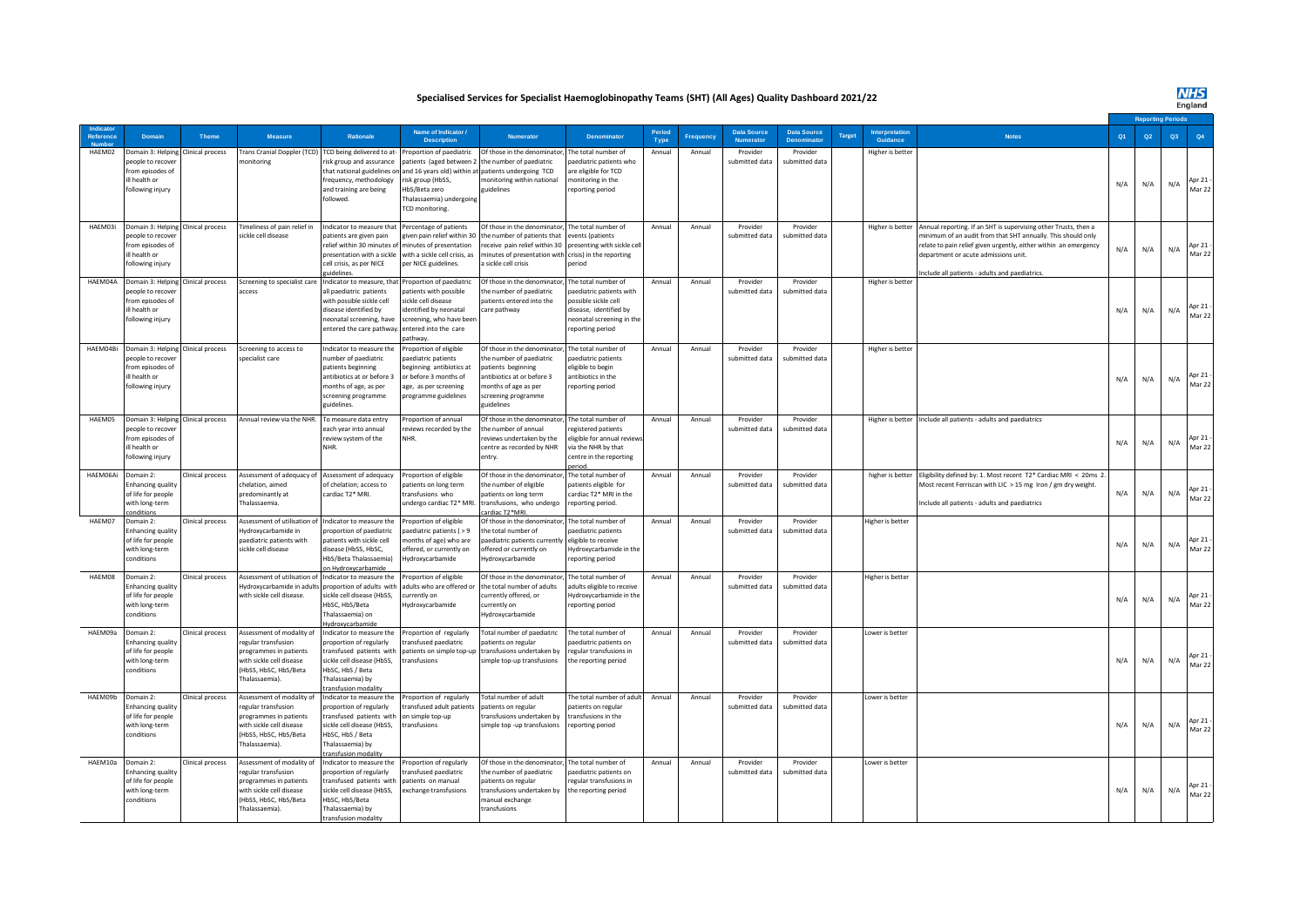# Specialised Services for Specialist Haemoglobinopathy Teams (SHT) (All Ages) Quality Dashboard 2021/22

| Indicator Reference Number | Domain | Theme | Measure | Rationale | Name of Indicator / Description | Numerator | Denominator | Period Type | Frequency | Data Source Numerator | Data Source Denominator | Target | Interpretation Guidance | Notes | Reporting Periods Q1 | Q2 | Q3 | Q4 |
|---|---|---|---|---|---|---|---|---|---|---|---|---|---|---|---|---|---|---|
| HAEM02 | Domain 3: Helping people to recover from episodes of ill health or following injury | Clinical process | Trans Cranial Doppler (TCD) monitoring | TCD being delivered to at-risk group and assurance that national guidelines on frequency, methodology and training are being followed. | Proportion of paediatric patients (aged between 2 and 16 years old) within at-risk group (HbSS, HbS/Beta zero Thalassaemia) undergoing TCD monitoring. | Of those in the denominator, the number of paediatric patients undergoing TCD monitoring within national guidelines | The total number of paediatric patients who are eligible for TCD monitoring in the reporting period | Annual | Annual | Provider submitted data | Provider submitted data | | Higher is better | | N/A | N/A | N/A | Apr 21 - Mar 22 |
| HAEM03i | Domain 3: Helping people to recover from episodes of ill health or following injury | Clinical process | Timeliness of pain relief in sickle cell disease | Indicator to measure that patients are given pain relief within 30 minutes of presentation with a sickle cell crisis, as per NICE guidelines. | Percentage of patients given pain relief within 30 minutes of presentation with a sickle cell crisis, as per NICE guidelines. | Of those in the denominator, the number of patients that receive pain relief within 30 minutes of presentation with a sickle cell crisis | The total number of events (patients presenting with sickle cell crisis) in the reporting period | Annual | Annual | Provider submitted data | Provider submitted data | | Higher is better | Annual reporting. If an SHT is supervising other Trusts, then a minimum of an audit from that SHT annually. This should only relate to pain relief given urgently, either within an emergency department or acute admissions unit.<br><br>Include all patients - adults and paediatrics. | N/A | N/A | N/A | Apr 21 - Mar 22 |
| HAEM04A | Domain 3: Helping people to recover from episodes of ill health or following injury | Clinical process | Screening to specialist care access | Indicator to measure, that all paediatric patients with possible sickle cell disease identified by neonatal screening, have entered the care pathway. | Proportion of paediatric patients with possible sickle cell disease identified by neonatal screening, who have been entered into the care pathway. | Of those in the denominator, the number of paediatric patients entered into the care pathway | The total number of paediatric patients with possible sickle cell disease, identified by neonatal screening in the reporting period | Annual | Annual | Provider submitted data | Provider submitted data | | Higher is better | | N/A | N/A | N/A | Apr 21 - Mar 22 |
| HAEM04Bi | Domain 3: Helping people to recover from episodes of ill health or following injury | Clinical process | Screening to access to specialist care | Indicator to measure the number of paediatric patients beginning antibiotics at or before 3 months of age, as per screening programme guidelines. | Proportion of eligible paediatric patients beginning antibiotics at or before 3 months of age, as per screening programme guidelines | Of those in the denominator, the number of paediatric patients beginning antibiotics at or before 3 months of age as per screening programme guidelines | The total number of paediatric patients eligible to begin antibiotics in the reporting period | Annual | Annual | Provider submitted data | Provider submitted data | | Higher is better | | N/A | N/A | N/A | Apr 21 - Mar 22 |
| HAEM05 | Domain 3: Helping people to recover from episodes of ill health or following injury | Clinical process | Annual review via the NHR. | To measure data entry each year into annual review system of the NHR. | Proportion of annual reviews recorded by the NHR. | Of those in the denominator, the number of annual reviews undertaken by the centre as recorded by NHR entry. | The total number of registered patients eligible for annual reviews via the NHR by that centre in the reporting period. | Annual | Annual | Provider submitted data | Provider submitted data | | Higher is better | Include all patients - adults and paediatrics | N/A | N/A | N/A | Apr 21 - Mar 22 |
| HAEM06Ai | Domain 2: Enhancing quality of life for people with long-term conditions | Clinical process | Assessment of adequacy of chelation, aimed predominantly at Thalassaemia. | Assessment of adequacy of chelation; access to cardiac T2* MRI. | Proportion of eligible patients on long term transfusions who undergo cardiac T2* MRI. | Of those in the denominator, the number of eligible patients on long term transfusions, who undergo cardiac T2*MRI. | The total number of patients eligible for cardiac T2* MRI in the reporting period. | Annual | Annual | Provider submitted data | Provider submitted data | | higher is better | Eligibility defined by: 1. Most recent T2* Cardiac MRI < 20ms 2. Most recent Ferriscan with LIC > 15 mg Iron / gm dry weight.<br><br>Include all patients - adults and paediatrics | N/A | N/A | N/A | Apr 21 - Mar 22 |
| HAEM07 | Domain 2: Enhancing quality of life for people with long-term conditions | Clinical process | Assessment of utilisation of Hydroxycarbamide in paediatric patients with sickle cell disease | Indicator to measure the proportion of paediatric patients with sickle cell disease (HbSS, HbSC, HbS/Beta Thalassaemia) on Hydroxycarbamide | Proportion of eligible paediatric patients ( > 9 months of age) who are offered, or currently on Hydroxycarbamide | Of those in the denominator, the total number of paediatric patients currently offered or currently on Hydroxycarbamide | The total number of paediatric patients eligible to receive Hydroxycarbamide in the reporting period | Annual | Annual | Provider submitted data | Provider submitted data | | Higher is better | | N/A | N/A | N/A | Apr 21 - Mar 22 |
| HAEM08 | Domain 2: Enhancing quality of life for people with long-term conditions | Clinical process | Assessment of utilisation of Hydroxycarbamide in adults with sickle cell disease. | Indicator to measure the proportion of adults with sickle cell disease (HbSS, HbSC, HbS/Beta Thalassaemia) on Hydroxycarbamide | Proportion of eligible adults who are offered or currently on Hydroxycarbamide | Of those in the denominator, the total number of adults currently offered, or currently on Hydroxycarbamide | The total number of adults eligible to receive Hydroxycarbamide in the reporting period | Annual | Annual | Provider submitted data | Provider submitted data | | Higher is better | | N/A | N/A | N/A | Apr 21 - Mar 22 |
| HAEM09a | Domain 2: Enhancing quality of life for people with long-term conditions | Clinical process | Assessment of modality of regular transfusion programmes in patients with sickle cell disease (HbSS, HbSC, HbS/Beta Thalassaemia). | Indicator to measure the proportion of regularly transfused patients with sickle cell disease (HbSS, HbSC, HbS / Beta Thalassaemia) by transfusion modality | Proportion of regularly transfused paediatric patients on simple top-up transfusions | Total number of paediatric patients on regular transfusions undertaken by simple top-up transfusions | The total number of paediatric patients on regular transfusions in the reporting period | Annual | Annual | Provider submitted data | Provider submitted data | | Lower is better | | N/A | N/A | N/A | Apr 21 - Mar 22 |
| HAEM09b | Domain 2: Enhancing quality of life for people with long-term conditions | Clinical process | Assessment of modality of regular transfusion programmes in patients with sickle cell disease (HbSS, HbSC, HbS/Beta Thalassaemia). | Indicator to measure the proportion of regularly transfused patients with sickle cell disease (HbSS, HbSC, HbS / Beta Thalassaemia) by transfusion modality | Proportion of regularly transfused adult patients on simple top-up transfusions | Total number of adult patients on regular transfusions undertaken by simple top -up transfusions | The total number of adult patients on regular transfusions in reporting period | Annual | Annual | Provider submitted data | Provider submitted data | | Lower is better | | N/A | N/A | N/A | Apr 21 - Mar 22 |
| HAEM10a | Domain 2: Enhancing quality of life for people with long-term conditions | Clinical process | Assessment of modality of regular transfusion programmes in patients with sickle cell disease (HbSS, HbSC, HbS/Beta Thalassaemia). | Indicator to measure the proportion of regularly transfused patients with sickle cell disease (HbSS, HbSC, HbS/Beta Thalassaemia) by transfusion modality | Proportion of regularly transfused paediatric patients on manual exchange transfusions | Of those in the denominator, the number of paediatric patients on regular transfusions undertaken by manual exchange transfusions | The total number of paediatric patients on regular transfusions in the reporting period | Annual | Annual | Provider submitted data | Provider submitted data | | Lower is better | | N/A | N/A | N/A | Apr 21 - Mar 22 |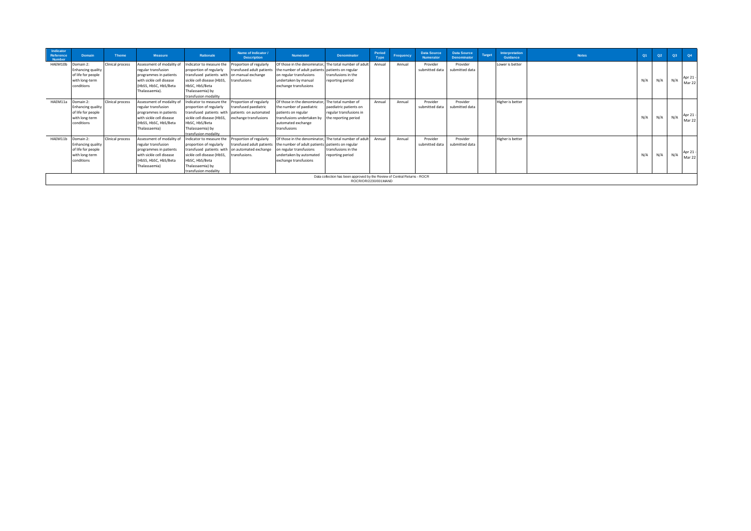| Indicator Reference Number | Domain | Theme | Measure | Rationale | Name of Indicator / Description | Numerator | Denominator | Period Type | Frequency | Data Source Numerator | Data Source Denominator | Target | Interpretation Guidance | Notes | Q1 | Q2 | Q3 | Q4 |
|---|---|---|---|---|---|---|---|---|---|---|---|---|---|---|---|---|---|---|
| HAEM10b | Domain 2: Enhancing quality of life for people with long-term conditions | Clinical process | Assessment of modality of regular transfusion programmes in patients with sickle cell disease (HbSS, HbSC, HbS/Beta Thalassaemia). | Indicator to measure the proportion of regularly transfused patients with sickle cell disease (HbSS, HbSC, HbS/Beta Thalassaemia) by transfusion modality | Proportion of regularly transfused adult patients on manual exchange transfusions | Of those in the denominator, the number of adult patients on regular transfusions undertaken by manual exchange transfusions | The total number of adult patients on regular transfusions in the reporting period | Annual | Annual | Provider submitted data | Provider submitted data | | Lower is better | | N/A | N/A | N/A | Apr 21 - Mar 22 |
| HAEM11a | Domain 2: Enhancing quality of life for people with long-term conditions | Clinical process | Assessment of modality of regular transfusion programmes in patients with sickle cell disease (HbSS, HbSC, HbS/Beta Thalassaemia) | Indicator to measure the proportion of regularly transfused patients with sickle cell disease (HbSS, HbSC, HbS/Beta Thalassaemia) by transfusion modality | Proportion of regularly transfused paediatric patients on automated exchange transfusions | Of those in the denominator, the number of paediatric patients on regular transfusions undertaken by automated exchange transfusions | The total number of paediatric patients on regular transfusions in the reporting period | Annual | Annual | Provider submitted data | Provider submitted data | | Higher is better | | N/A | N/A | N/A | Apr 21 - Mar 22 |
| HAEM11b | Domain 2: Enhancing quality of life for people with long-term conditions | Clinical process | Assessment of modality of regular transfusion programmes in patients with sickle cell disease (HbSS, HbSC, HbS/Beta Thalassaemia) | Indicator to measure the proportion of regularly transfused patients with sickle cell disease (HbSS, HbSC, HbS/Beta Thalassaemia) by transfusion modality | Proportion of regularly transfused adult patients on automated exchange transfusions. | Of those in the denominator, the number of adult patients on regular transfusions undertaken by automated exchange transfusions | The total number of adult patients on regular transfusions in the reporting period | Annual | Annual | Provider submitted data | Provider submitted data | | Higher is better | | N/A | N/A | N/A | Apr 21 - Mar 22 |

Data collection has been approved by the Review of Central Returns - ROCR
ROCR/OR/2230/001MAND